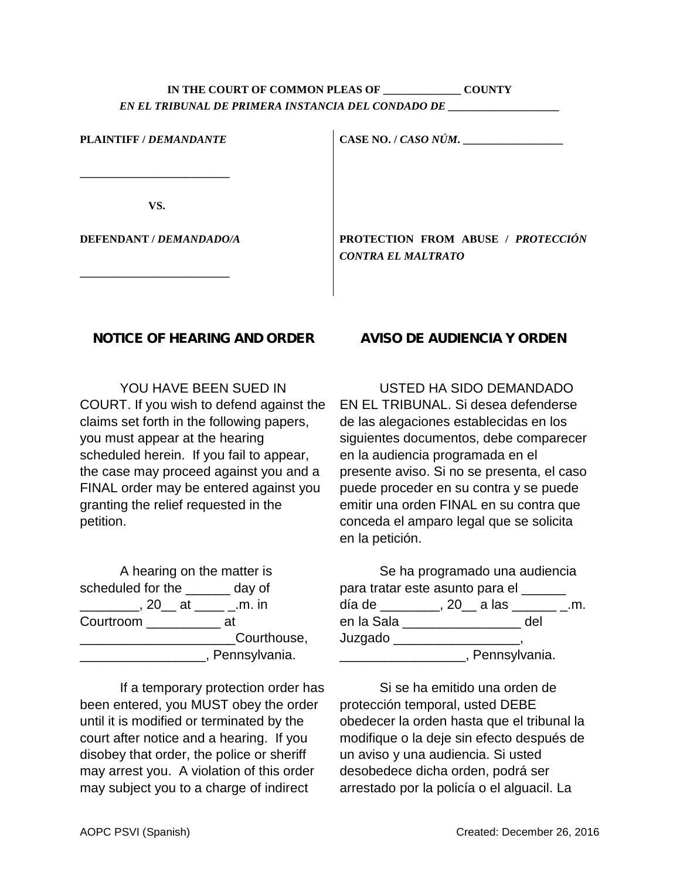**IN THE COURT OF COMMON PLEAS OF ______________ COUNTY**
***EN EL TRIBUNAL DE PRIMERA INSTANCIA DEL CONDADO DE ____________________***

| | |
|---|---|
| **PLAINTIFF / *DEMANDANTE*** <br><br> ________________________ <br><br> **VS.** <br><br> **DEFENDANT / *DEMANDADO/A*** <br><br> ________________________ | **CASE NO. / *CASO NÚM.* __________________** <br><br><br><br><br><br> **PROTECTION FROM ABUSE / *PROTECCIÓN CONTRA EL MALTRATO*** |

## NOTICE OF HEARING AND ORDER

YOU HAVE BEEN SUED IN COURT. If you wish to defend against the claims set forth in the following papers, you must appear at the hearing scheduled herein. If you fail to appear, the case may proceed against you and a FINAL order may be entered against you granting the relief requested in the petition.

A hearing on the matter is scheduled for the ______ day of ________, 20__ at ____ _.m. in Courtroom __________ at _____________________Courthouse, _________________, Pennsylvania.

If a temporary protection order has been entered, you MUST obey the order until it is modified or terminated by the court after notice and a hearing. If you disobey that order, the police or sheriff may arrest you. A violation of this order may subject you to a charge of indirect

## AVISO DE AUDIENCIA Y ORDEN

USTED HA SIDO DEMANDADO EN EL TRIBUNAL. Si desea defenderse de las alegaciones establecidas en los siguientes documentos, debe comparecer en la audiencia programada en el presente aviso. Si no se presenta, el caso puede proceder en su contra y se puede emitir una orden FINAL en su contra que conceda el amparo legal que se solicita en la petición.

Se ha programado una audiencia para tratar este asunto para el ______ día de ________, 20__ a las ______ _.m. en la Sala ________________ del Juzgado _________________, _________________, Pennsylvania.

Si se ha emitido una orden de protección temporal, usted DEBE obedecer la orden hasta que el tribunal la modifique o la deje sin efecto después de un aviso y una audiencia. Si usted desobedece dicha orden, podrá ser arrestado por la policía o el alguacil. La

AOPC PSVI (Spanish) Created: December 26, 2016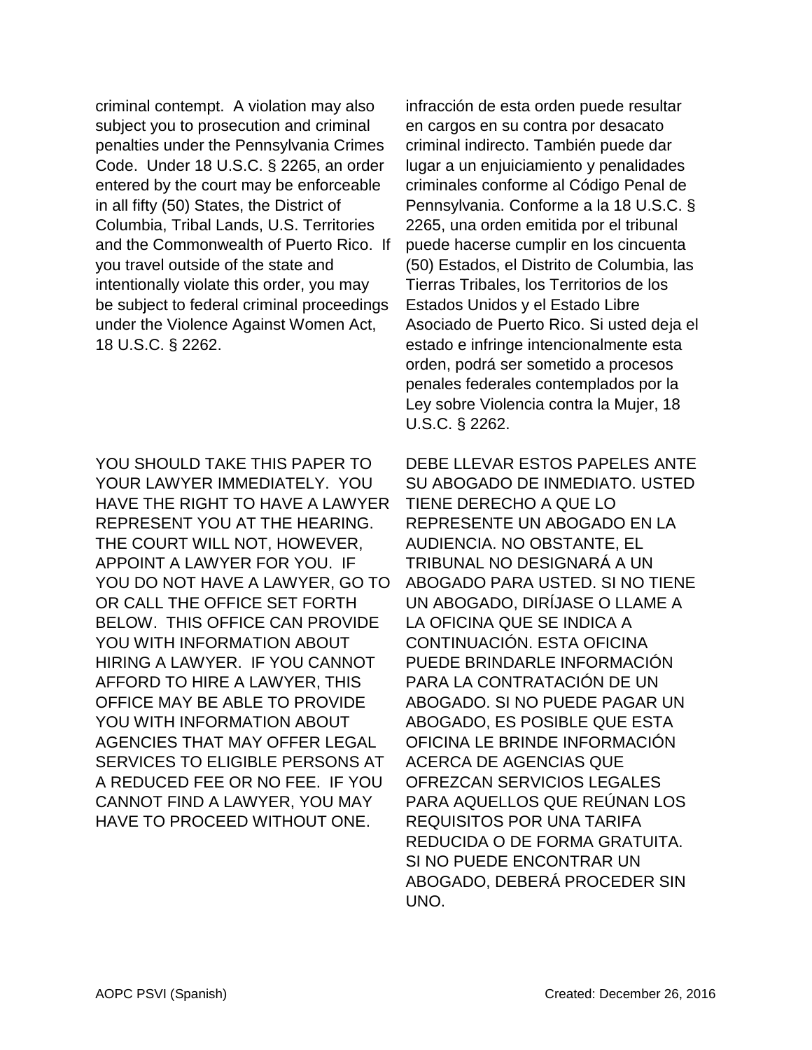criminal contempt. A violation may also subject you to prosecution and criminal penalties under the Pennsylvania Crimes Code. Under 18 U.S.C. § 2265, an order entered by the court may be enforceable in all fifty (50) States, the District of Columbia, Tribal Lands, U.S. Territories and the Commonwealth of Puerto Rico. If you travel outside of the state and intentionally violate this order, you may be subject to federal criminal proceedings under the Violence Against Women Act, 18 U.S.C. § 2262.

infracción de esta orden puede resultar en cargos en su contra por desacato criminal indirecto. También puede dar lugar a un enjuiciamiento y penalidades criminales conforme al Código Penal de Pennsylvania. Conforme a la 18 U.S.C. § 2265, una orden emitida por el tribunal puede hacerse cumplir en los cincuenta (50) Estados, el Distrito de Columbia, las Tierras Tribales, los Territorios de los Estados Unidos y el Estado Libre Asociado de Puerto Rico. Si usted deja el estado e infringe intencionalmente esta orden, podrá ser sometido a procesos penales federales contemplados por la Ley sobre Violencia contra la Mujer, 18 U.S.C. § 2262.

YOU SHOULD TAKE THIS PAPER TO YOUR LAWYER IMMEDIATELY. YOU HAVE THE RIGHT TO HAVE A LAWYER REPRESENT YOU AT THE HEARING. THE COURT WILL NOT, HOWEVER, APPOINT A LAWYER FOR YOU. IF YOU DO NOT HAVE A LAWYER, GO TO OR CALL THE OFFICE SET FORTH BELOW. THIS OFFICE CAN PROVIDE YOU WITH INFORMATION ABOUT HIRING A LAWYER. IF YOU CANNOT AFFORD TO HIRE A LAWYER, THIS OFFICE MAY BE ABLE TO PROVIDE YOU WITH INFORMATION ABOUT AGENCIES THAT MAY OFFER LEGAL SERVICES TO ELIGIBLE PERSONS AT A REDUCED FEE OR NO FEE. IF YOU CANNOT FIND A LAWYER, YOU MAY HAVE TO PROCEED WITHOUT ONE.

DEBE LLEVAR ESTOS PAPELES ANTE SU ABOGADO DE INMEDIATO. USTED TIENE DERECHO A QUE LO REPRESENTE UN ABOGADO EN LA AUDIENCIA. NO OBSTANTE, EL TRIBUNAL NO DESIGNARÁ A UN ABOGADO PARA USTED. SI NO TIENE UN ABOGADO, DIRÍJASE O LLAME A LA OFICINA QUE SE INDICA A CONTINUACIÓN. ESTA OFICINA PUEDE BRINDARLE INFORMACIÓN PARA LA CONTRATACIÓN DE UN ABOGADO. SI NO PUEDE PAGAR UN ABOGADO, ES POSIBLE QUE ESTA OFICINA LE BRINDE INFORMACIÓN ACERCA DE AGENCIAS QUE OFREZCAN SERVICIOS LEGALES PARA AQUELLOS QUE REÚNAN LOS REQUISITOS POR UNA TARIFA REDUCIDA O DE FORMA GRATUITA. SI NO PUEDE ENCONTRAR UN ABOGADO, DEBERÁ PROCEDER SIN UNO.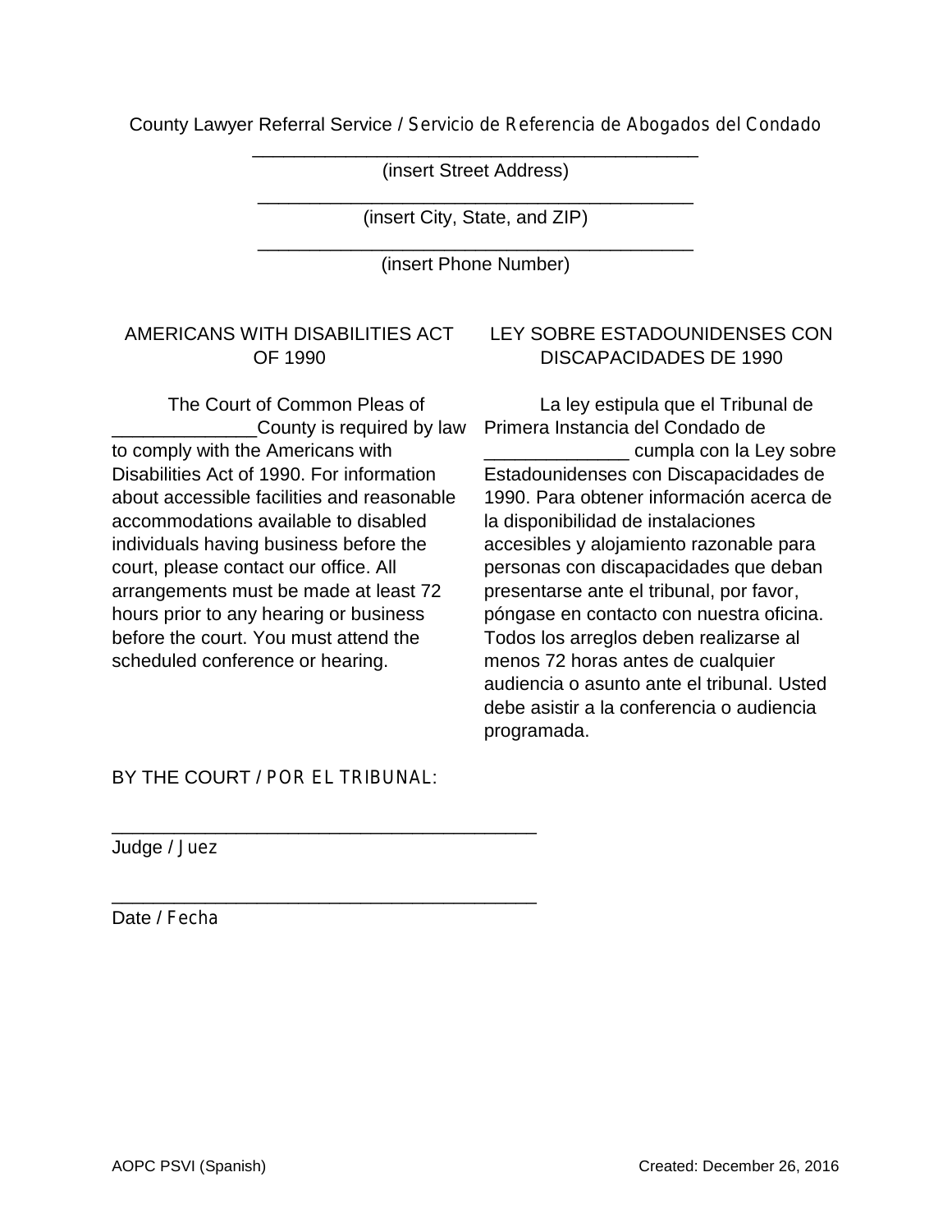County Lawyer Referral Service / Servicio de Referencia de Abogados del Condado

___________________________________________
(insert Street Address)

___________________________________________
(insert City, State, and ZIP)

___________________________________________
(insert Phone Number)

AMERICANS WITH DISABILITIES ACT OF 1990

The Court of Common Pleas of ______________County is required by law to comply with the Americans with Disabilities Act of 1990. For information about accessible facilities and reasonable accommodations available to disabled individuals having business before the court, please contact our office. All arrangements must be made at least 72 hours prior to any hearing or business before the court. You must attend the scheduled conference or hearing.

LEY SOBRE ESTADOUNIDENSES CON DISCAPACIDADES DE 1990

La ley estipula que el Tribunal de Primera Instancia del Condado de ______________ cumpla con la Ley sobre Estadounidenses con Discapacidades de 1990. Para obtener información acerca de la disponibilidad de instalaciones accesibles y alojamiento razonable para personas con discapacidades que deban presentarse ante el tribunal, por favor, póngase en contacto con nuestra oficina. Todos los arreglos deben realizarse al menos 72 horas antes de cualquier audiencia o asunto ante el tribunal. Usted debe asistir a la conferencia o audiencia programada.

BY THE COURT / POR EL TRIBUNAL:

_________________________________________
Judge / Juez

_________________________________________
Date / Fecha

AOPC PSVI (Spanish) Created: December 26, 2016